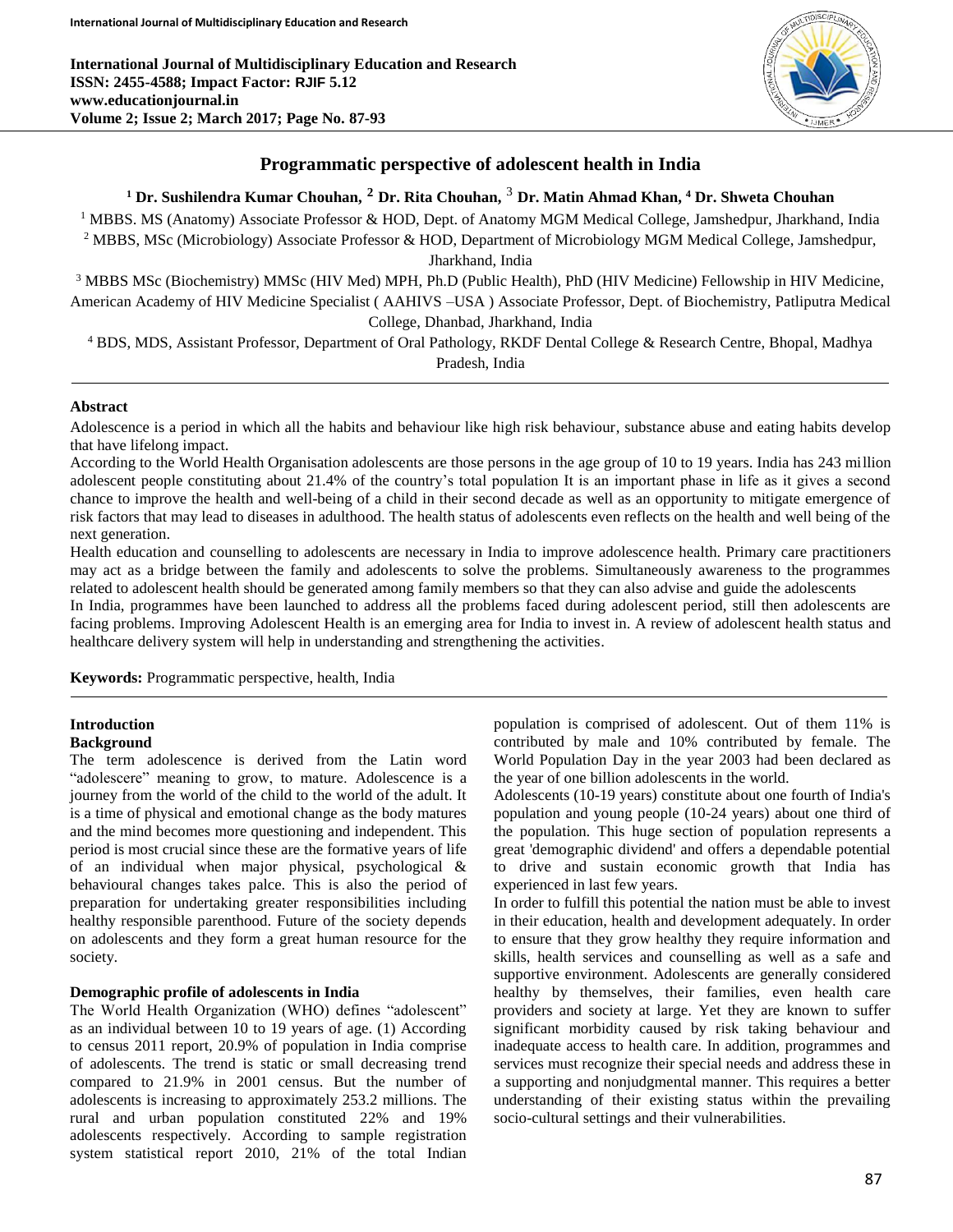# Programmatic perspective of adolescent health in India

[1] Dr. Sushilendra Kumar Chouhan, [2] Dr. Rita Chouhan, [3] Dr. Matin Ahmad Khan, [4] Dr. Shweta Chouhan

[1] MBBS. MS (Anatomy) Associate Professor & HOD, Dept. of Anatomy MGM Medical College, Jamshedpur, Jharkhand, India

[2] MBBS, MSc (Microbiology) Associate Professor & HOD, Department of Microbiology MGM Medical College, Jamshedpur, Jharkhand, India

[3] MBBS MSc (Biochemistry) MMSc (HIV Med) MPH, Ph.D (Public Health), PhD (HIV Medicine) Fellowship in HIV Medicine, American Academy of HIV Medicine Specialist ( AAHIVS –USA ) Associate Professor, Dept. of Biochemistry, Patliputra Medical College, Dhanbad, Jharkhand, India

[4] BDS, MDS, Assistant Professor, Department of Oral Pathology, RKDF Dental College & Research Centre, Bhopal, Madhya Pradesh, India

## Abstract

Adolescence is a period in which all the habits and behaviour like high risk behaviour, substance abuse and eating habits develop that have lifelong impact.

According to the World Health Organisation adolescents are those persons in the age group of 10 to 19 years. India has 243 million adolescent people constituting about 21.4% of the country's total population It is an important phase in life as it gives a second chance to improve the health and well-being of a child in their second decade as well as an opportunity to mitigate emergence of risk factors that may lead to diseases in adulthood. The health status of adolescents even reflects on the health and well being of the next generation.

Health education and counselling to adolescents are necessary in India to improve adolescence health. Primary care practitioners may act as a bridge between the family and adolescents to solve the problems. Simultaneously awareness to the programmes related to adolescent health should be generated among family members so that they can also advise and guide the adolescents

In India, programmes have been launched to address all the problems faced during adolescent period, still then adolescents are facing problems. Improving Adolescent Health is an emerging area for India to invest in. A review of adolescent health status and healthcare delivery system will help in understanding and strengthening the activities.

**Keywords:** Programmatic perspective, health, India

## Introduction

### Background

The term adolescence is derived from the Latin word "adolescere" meaning to grow, to mature. Adolescence is a journey from the world of the child to the world of the adult. It is a time of physical and emotional change as the body matures and the mind becomes more questioning and independent. This period is most crucial since these are the formative years of life of an individual when major physical, psychological & behavioural changes takes palce. This is also the period of preparation for undertaking greater responsibilities including healthy responsible parenthood. Future of the society depends on adolescents and they form a great human resource for the society.

### Demographic profile of adolescents in India

The World Health Organization (WHO) defines "adolescent" as an individual between 10 to 19 years of age. (1) According to census 2011 report, 20.9% of population in India comprise of adolescents. The trend is static or small decreasing trend compared to 21.9% in 2001 census. But the number of adolescents is increasing to approximately 253.2 millions. The rural and urban population constituted 22% and 19% adolescents respectively. According to sample registration system statistical report 2010, 21% of the total Indian population is comprised of adolescent. Out of them 11% is contributed by male and 10% contributed by female. The World Population Day in the year 2003 had been declared as the year of one billion adolescents in the world.

Adolescents (10-19 years) constitute about one fourth of India's population and young people (10-24 years) about one third of the population. This huge section of population represents a great 'demographic dividend' and offers a dependable potential to drive and sustain economic growth that India has experienced in last few years.

In order to fulfill this potential the nation must be able to invest in their education, health and development adequately. In order to ensure that they grow healthy they require information and skills, health services and counselling as well as a safe and supportive environment. Adolescents are generally considered healthy by themselves, their families, even health care providers and society at large. Yet they are known to suffer significant morbidity caused by risk taking behaviour and inadequate access to health care. In addition, programmes and services must recognize their special needs and address these in a supporting and nonjudgmental manner. This requires a better understanding of their existing status within the prevailing socio-cultural settings and their vulnerabilities.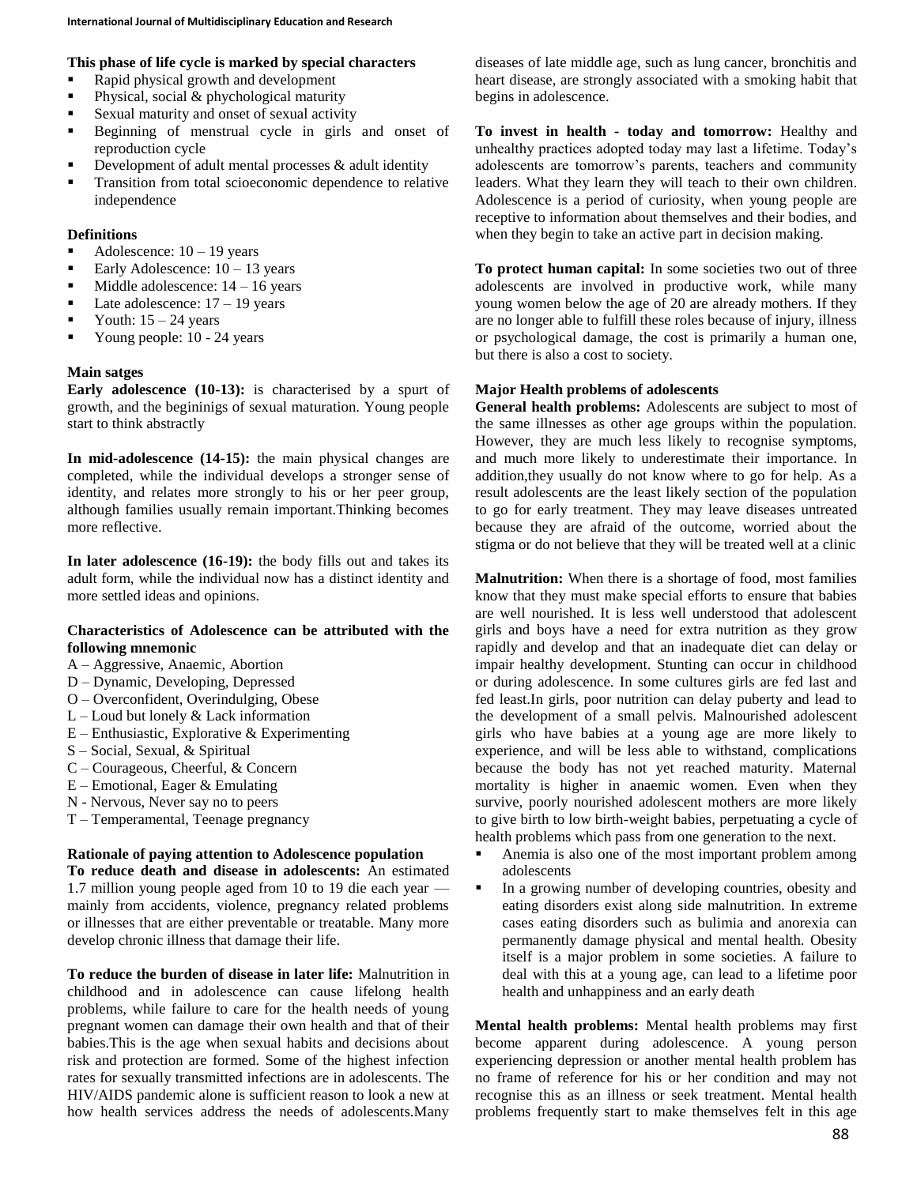**This phase of life cycle is marked by special characters**

- Rapid physical growth and development
- Physical, social & phychological maturity
- Sexual maturity and onset of sexual activity
- Beginning of menstrual cycle in girls and onset of reproduction cycle
- Development of adult mental processes & adult identity
- Transition from total scioeconomic dependence to relative independence

**Definitions**

- Adolescence: 10 – 19 years
- Early Adolescence: 10 – 13 years
- Middle adolescence: 14 – 16 years
- Late adolescence: 17 – 19 years
- Youth: 15 – 24 years
- Young people: 10 - 24 years

**Main satges**

**Early adolescence (10-13):** is characterised by a spurt of growth, and the begininigs of sexual maturation. Young people start to think abstractly

**In mid-adolescence (14-15):** the main physical changes are completed, while the individual develops a stronger sense of identity, and relates more strongly to his or her peer group, although families usually remain important.Thinking becomes more reflective.

**In later adolescence (16-19):** the body fills out and takes its adult form, while the individual now has a distinct identity and more settled ideas and opinions.

**Characteristics of Adolescence can be attributed with the following mnemonic**

A – Aggressive, Anaemic, Abortion
D – Dynamic, Developing, Depressed
O – Overconfident, Overindulging, Obese
L – Loud but lonely & Lack information
E – Enthusiastic, Explorative & Experimenting
S – Social, Sexual, & Spiritual
C – Courageous, Cheerful, & Concern
E – Emotional, Eager & Emulating
N - Nervous, Never say no to peers
T – Temperamental, Teenage pregnancy

**Rationale of paying attention to Adolescence population**

**To reduce death and disease in adolescents:** An estimated 1.7 million young people aged from 10 to 19 die each year — mainly from accidents, violence, pregnancy related problems or illnesses that are either preventable or treatable. Many more develop chronic illness that damage their life.

**To reduce the burden of disease in later life:** Malnutrition in childhood and in adolescence can cause lifelong health problems, while failure to care for the health needs of young pregnant women can damage their own health and that of their babies.This is the age when sexual habits and decisions about risk and protection are formed. Some of the highest infection rates for sexually transmitted infections are in adolescents. The HIV/AIDS pandemic alone is sufficient reason to look a new at how health services address the needs of adolescents.Many diseases of late middle age, such as lung cancer, bronchitis and heart disease, are strongly associated with a smoking habit that begins in adolescence.

**To invest in health - today and tomorrow:** Healthy and unhealthy practices adopted today may last a lifetime. Today's adolescents are tomorrow's parents, teachers and community leaders. What they learn they will teach to their own children. Adolescence is a period of curiosity, when young people are receptive to information about themselves and their bodies, and when they begin to take an active part in decision making.

**To protect human capital:** In some societies two out of three adolescents are involved in productive work, while many young women below the age of 20 are already mothers. If they are no longer able to fulfill these roles because of injury, illness or psychological damage, the cost is primarily a human one, but there is also a cost to society.

**Major Health problems of adolescents**

**General health problems:** Adolescents are subject to most of the same illnesses as other age groups within the population. However, they are much less likely to recognise symptoms, and much more likely to underestimate their importance. In addition,they usually do not know where to go for help. As a result adolescents are the least likely section of the population to go for early treatment. They may leave diseases untreated because they are afraid of the outcome, worried about the stigma or do not believe that they will be treated well at a clinic

**Malnutrition:** When there is a shortage of food, most families know that they must make special efforts to ensure that babies are well nourished. It is less well understood that adolescent girls and boys have a need for extra nutrition as they grow rapidly and develop and that an inadequate diet can delay or impair healthy development. Stunting can occur in childhood or during adolescence. In some cultures girls are fed last and fed least.In girls, poor nutrition can delay puberty and lead to the development of a small pelvis. Malnourished adolescent girls who have babies at a young age are more likely to experience, and will be less able to withstand, complications because the body has not yet reached maturity. Maternal mortality is higher in anaemic women. Even when they survive, poorly nourished adolescent mothers are more likely to give birth to low birth-weight babies, perpetuating a cycle of health problems which pass from one generation to the next.

- Anemia is also one of the most important problem among adolescents
- In a growing number of developing countries, obesity and eating disorders exist along side malnutrition. In extreme cases eating disorders such as bulimia and anorexia can permanently damage physical and mental health. Obesity itself is a major problem in some societies. A failure to deal with this at a young age, can lead to a lifetime poor health and unhappiness and an early death

**Mental health problems:** Mental health problems may first become apparent during adolescence. A young person experiencing depression or another mental health problem has no frame of reference for his or her condition and may not recognise this as an illness or seek treatment. Mental health problems frequently start to make themselves felt in this age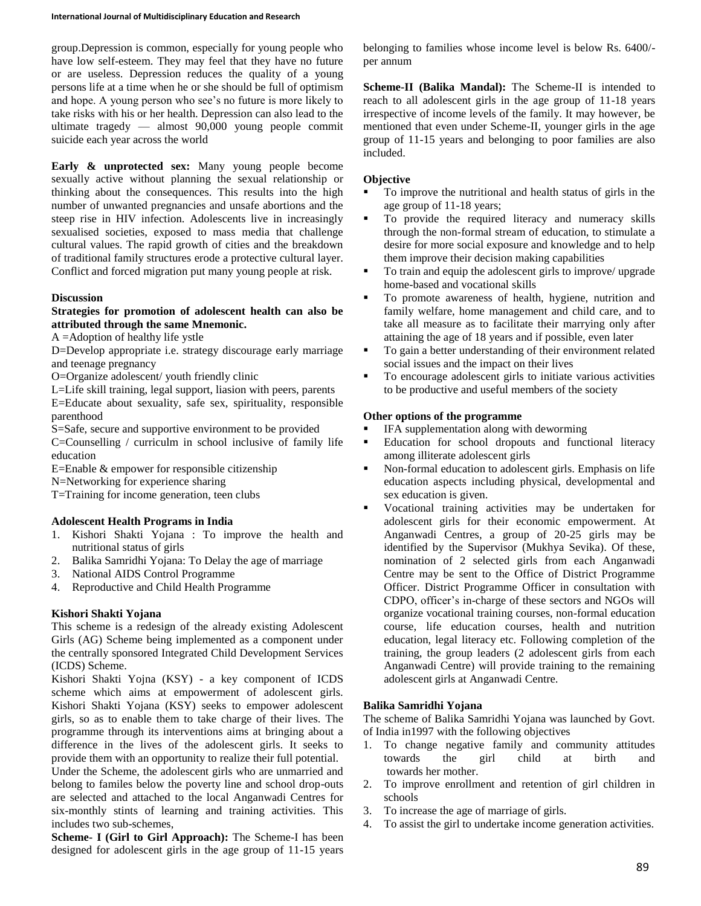group.Depression is common, especially for young people who have low self-esteem. They may feel that they have no future or are useless. Depression reduces the quality of a young persons life at a time when he or she should be full of optimism and hope. A young person who see's no future is more likely to take risks with his or her health. Depression can also lead to the ultimate tragedy — almost 90,000 young people commit suicide each year across the world

**Early & unprotected sex:** Many young people become sexually active without planning the sexual relationship or thinking about the consequences. This results into the high number of unwanted pregnancies and unsafe abortions and the steep rise in HIV infection. Adolescents live in increasingly sexualised societies, exposed to mass media that challenge cultural values. The rapid growth of cities and the breakdown of traditional family structures erode a protective cultural layer. Conflict and forced migration put many young people at risk.

## Discussion

**Strategies for promotion of adolescent health can also be attributed through the same Mnemonic.**

A =Adoption of healthy life ystle
D=Develop appropriate i.e. strategy discourage early marriage and teenage pregnancy
O=Organize adolescent/ youth friendly clinic
L=Life skill training, legal support, liasion with peers, parents
E=Educate about sexuality, safe sex, spirituality, responsible parenthood
S=Safe, secure and supportive environment to be provided
C=Counselling / curriculm in school inclusive of family life education
E=Enable & empower for responsible citizenship
N=Networking for experience sharing
T=Training for income generation, teen clubs

### Adolescent Health Programs in India

1. Kishori Shakti Yojana : To improve the health and nutritional status of girls
2. Balika Samridhi Yojana: To Delay the age of marriage
3. National AIDS Control Programme
4. Reproductive and Child Health Programme

### Kishori Shakti Yojana

This scheme is a redesign of the already existing Adolescent Girls (AG) Scheme being implemented as a component under the centrally sponsored Integrated Child Development Services (ICDS) Scheme.

Kishori Shakti Yojna (KSY) - a key component of ICDS scheme which aims at empowerment of adolescent girls. Kishori Shakti Yojana (KSY) seeks to empower adolescent girls, so as to enable them to take charge of their lives. The programme through its interventions aims at bringing about a difference in the lives of the adolescent girls. It seeks to provide them with an opportunity to realize their full potential.

Under the Scheme, the adolescent girls who are unmarried and belong to familes below the poverty line and school drop-outs are selected and attached to the local Anganwadi Centres for six-monthly stints of learning and training activities. This includes two sub-schemes,

**Scheme- I (Girl to Girl Approach):** The Scheme-I has been designed for adolescent girls in the age group of 11-15 years belonging to families whose income level is below Rs. 6400/- per annum

**Scheme-II (Balika Mandal):** The Scheme-II is intended to reach to all adolescent girls in the age group of 11-18 years irrespective of income levels of the family. It may however, be mentioned that even under Scheme-II, younger girls in the age group of 11-15 years and belonging to poor families are also included.

### Objective

- To improve the nutritional and health status of girls in the age group of 11-18 years;
- To provide the required literacy and numeracy skills through the non-formal stream of education, to stimulate a desire for more social exposure and knowledge and to help them improve their decision making capabilities
- To train and equip the adolescent girls to improve/ upgrade home-based and vocational skills
- To promote awareness of health, hygiene, nutrition and family welfare, home management and child care, and to take all measure as to facilitate their marrying only after attaining the age of 18 years and if possible, even later
- To gain a better understanding of their environment related social issues and the impact on their lives
- To encourage adolescent girls to initiate various activities to be productive and useful members of the society

### Other options of the programme

- IFA supplementation along with deworming
- Education for school dropouts and functional literacy among illiterate adolescent girls
- Non-formal education to adolescent girls. Emphasis on life education aspects including physical, developmental and sex education is given.
- Vocational training activities may be undertaken for adolescent girls for their economic empowerment. At Anganwadi Centres, a group of 20-25 girls may be identified by the Supervisor (Mukhya Sevika). Of these, nomination of 2 selected girls from each Anganwadi Centre may be sent to the Office of District Programme Officer. District Programme Officer in consultation with CDPO, officer's in-charge of these sectors and NGOs will organize vocational training courses, non-formal education course, life education courses, health and nutrition education, legal literacy etc. Following completion of the training, the group leaders (2 adolescent girls from each Anganwadi Centre) will provide training to the remaining adolescent girls at Anganwadi Centre.

### Balika Samridhi Yojana

The scheme of Balika Samridhi Yojana was launched by Govt. of India in1997 with the following objectives

1. To change negative family and community attitudes towards the girl child at birth and towards her mother.
2. To improve enrollment and retention of girl children in schools
3. To increase the age of marriage of girls.
4. To assist the girl to undertake income generation activities.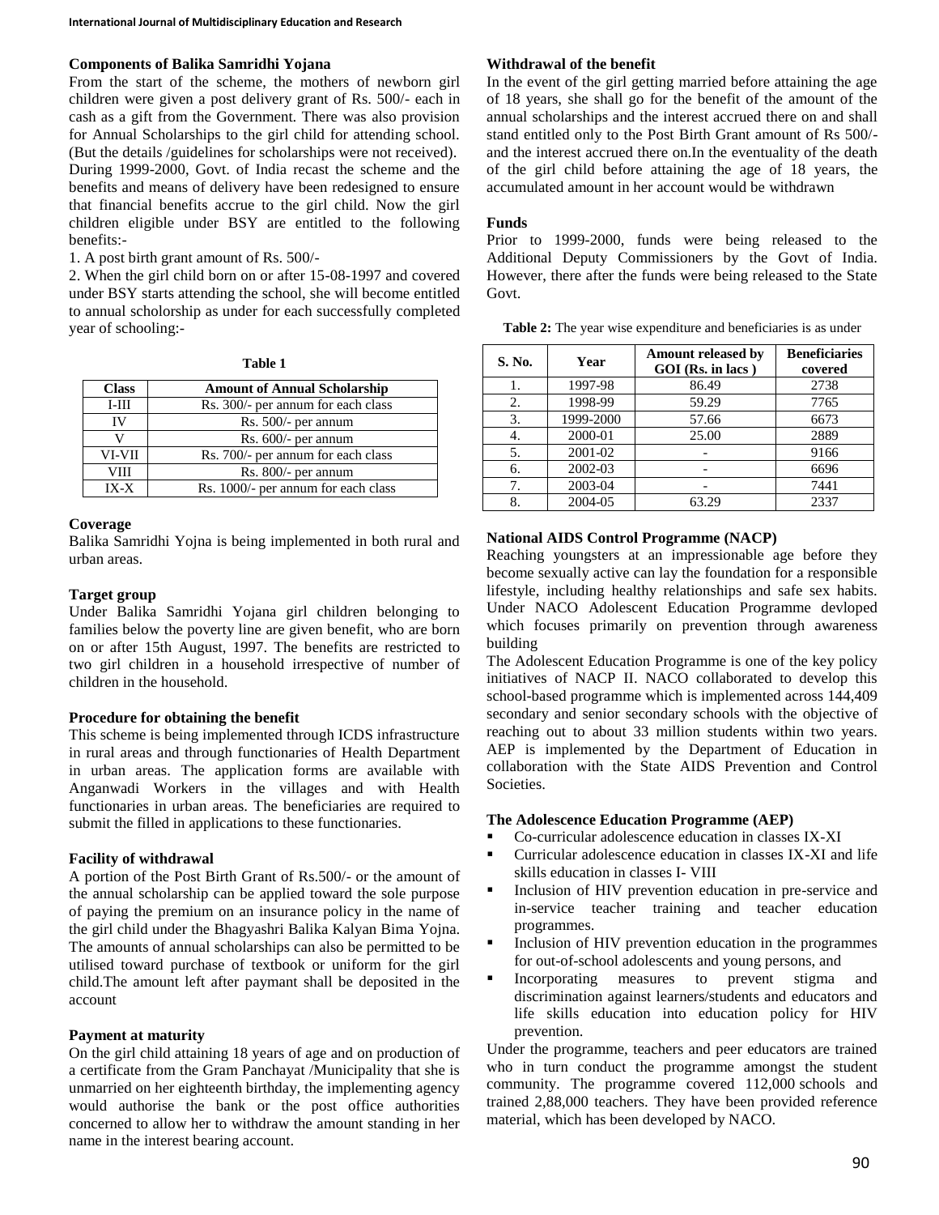### Components of Balika Samridhi Yojana

From the start of the scheme, the mothers of newborn girl children were given a post delivery grant of Rs. 500/- each in cash as a gift from the Government. There was also provision for Annual Scholarships to the girl child for attending school. (But the details /guidelines for scholarships were not received). During 1999-2000, Govt. of India recast the scheme and the benefits and means of delivery have been redesigned to ensure that financial benefits accrue to the girl child. Now the girl children eligible under BSY are entitled to the following benefits:-

1. A post birth grant amount of Rs. 500/-
2. When the girl child born on or after 15-08-1997 and covered under BSY starts attending the school, she will become entitled to annual scholorship as under for each successfully completed year of schooling:-

**Table 1**

| Class | Amount of Annual Scholarship |
|---|---|
| I-III | Rs. 300/- per annum for each class |
| IV | Rs. 500/- per annum |
| V | Rs. 600/- per annum |
| VI-VII | Rs. 700/- per annum for each class |
| VIII | Rs. 800/- per annum |
| IX-X | Rs. 1000/- per annum for each class |

### Coverage

Balika Samridhi Yojna is being implemented in both rural and urban areas.

### Target group

Under Balika Samridhi Yojana girl children belonging to families below the poverty line are given benefit, who are born on or after 15th August, 1997. The benefits are restricted to two girl children in a household irrespective of number of children in the household.

### Procedure for obtaining the benefit

This scheme is being implemented through ICDS infrastructure in rural areas and through functionaries of Health Department in urban areas. The application forms are available with Anganwadi Workers in the villages and with Health functionaries in urban areas. The beneficiaries are required to submit the filled in applications to these functionaries.

### Facility of withdrawal

A portion of the Post Birth Grant of Rs.500/- or the amount of the annual scholarship can be applied toward the sole purpose of paying the premium on an insurance policy in the name of the girl child under the Bhagyashri Balika Kalyan Bima Yojna. The amounts of annual scholarships can also be permitted to be utilised toward purchase of textbook or uniform for the girl child.The amount left after paymant shall be deposited in the account

### Payment at maturity

On the girl child attaining 18 years of age and on production of a certificate from the Gram Panchayat /Municipality that she is unmarried on her eighteenth birthday, the implementing agency would authorise the bank or the post office authorities concerned to allow her to withdraw the amount standing in her name in the interest bearing account.

### Withdrawal of the benefit

In the event of the girl getting married before attaining the age of 18 years, she shall go for the benefit of the amount of the annual scholarships and the interest accrued there on and shall stand entitled only to the Post Birth Grant amount of Rs 500/- and the interest accrued there on.In the eventuality of the death of the girl child before attaining the age of 18 years, the accumulated amount in her account would be withdrawn

### Funds

Prior to 1999-2000, funds were being released to the Additional Deputy Commissioners by the Govt of India. However, there after the funds were being released to the State Govt.

**Table 2:** The year wise expenditure and beneficiaries is as under

| S. No. | Year | Amount released by GOI (Rs. in lacs ) | Beneficiaries covered |
|---|---|---|---|
| 1. | 1997-98 | 86.49 | 2738 |
| 2. | 1998-99 | 59.29 | 7765 |
| 3. | 1999-2000 | 57.66 | 6673 |
| 4. | 2000-01 | 25.00 | 2889 |
| 5. | 2001-02 | - | 9166 |
| 6. | 2002-03 | - | 6696 |
| 7. | 2003-04 | - | 7441 |
| 8. | 2004-05 | 63.29 | 2337 |

### National AIDS Control Programme (NACP)

Reaching youngsters at an impressionable age before they become sexually active can lay the foundation for a responsible lifestyle, including healthy relationships and safe sex habits. Under NACO Adolescent Education Programme devloped which focuses primarily on prevention through awareness building

The Adolescent Education Programme is one of the key policy initiatives of NACP II. NACO collaborated to develop this school-based programme which is implemented across 144,409 secondary and senior secondary schools with the objective of reaching out to about 33 million students within two years. AEP is implemented by the Department of Education in collaboration with the State AIDS Prevention and Control Societies.

### The Adolescence Education Programme (AEP)

- Co-curricular adolescence education in classes IX-XI
- Curricular adolescence education in classes IX-XI and life skills education in classes I- VIII
- Inclusion of HIV prevention education in pre-service and in-service teacher training and teacher education programmes.
- Inclusion of HIV prevention education in the programmes for out-of-school adolescents and young persons, and
- Incorporating measures to prevent stigma and discrimination against learners/students and educators and life skills education into education policy for HIV prevention.

Under the programme, teachers and peer educators are trained who in turn conduct the programme amongst the student community. The programme covered 112,000 schools and trained 2,88,000 teachers. They have been provided reference material, which has been developed by NACO.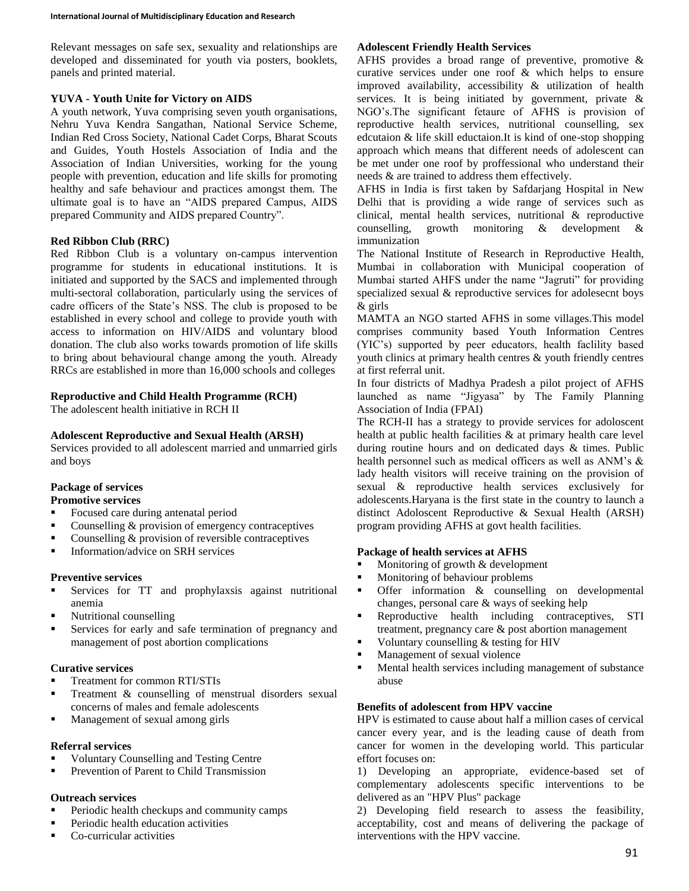Relevant messages on safe sex, sexuality and relationships are developed and disseminated for youth via posters, booklets, panels and printed material.

**YUVA - Youth Unite for Victory on AIDS**

A youth network, Yuva comprising seven youth organisations, Nehru Yuva Kendra Sangathan, National Service Scheme, Indian Red Cross Society, National Cadet Corps, Bharat Scouts and Guides, Youth Hostels Association of India and the Association of Indian Universities, working for the young people with prevention, education and life skills for promoting healthy and safe behaviour and practices amongst them. The ultimate goal is to have an "AIDS prepared Campus, AIDS prepared Community and AIDS prepared Country".

**Red Ribbon Club (RRC)**

Red Ribbon Club is a voluntary on-campus intervention programme for students in educational institutions. It is initiated and supported by the SACS and implemented through multi-sectoral collaboration, particularly using the services of cadre officers of the State's NSS. The club is proposed to be established in every school and college to provide youth with access to information on HIV/AIDS and voluntary blood donation. The club also works towards promotion of life skills to bring about behavioural change among the youth. Already RRCs are established in more than 16,000 schools and colleges

**Reproductive and Child Health Programme (RCH)**

The adolescent health initiative in RCH II

**Adolescent Reproductive and Sexual Health (ARSH)**

Services provided to all adolescent married and unmarried girls and boys

**Package of services**

**Promotive services**

- Focused care during antenatal period
- Counselling & provision of emergency contraceptives
- Counselling & provision of reversible contraceptives
- Information/advice on SRH services

**Preventive services**

- Services for TT and prophylaxsis against nutritional anemia
- Nutritional counselling
- Services for early and safe termination of pregnancy and management of post abortion complications

**Curative services**

- Treatment for common RTI/STIs
- Treatment & counselling of menstrual disorders sexual concerns of males and female adolescents
- Management of sexual among girls

**Referral services**

- Voluntary Counselling and Testing Centre
- Prevention of Parent to Child Transmission

**Outreach services**

- Periodic health checkups and community camps
- Periodic health education activities
- Co-curricular activities

**Adolescent Friendly Health Services**

AFHS provides a broad range of preventive, promotive & curative services under one roof & which helps to ensure improved availability, accessibility & utilization of health services. It is being initiated by government, private & NGO's.The significant fetaure of AFHS is provision of reproductive health services, nutritional counselling, sex edcutaion & life skill eductaion.It is kind of one-stop shopping approach which means that different needs of adolescent can be met under one roof by proffessional who understand their needs & are trained to address them effectively.

AFHS in India is first taken by Safdarjang Hospital in New Delhi that is providing a wide range of services such as clinical, mental health services, nutritional & reproductive counselling, growth monitoring & development & immunization

The National Institute of Research in Reproductive Health, Mumbai in collaboration with Municipal cooperation of Mumbai started AHFS under the name "Jagruti" for providing specialized sexual & reproductive services for adolesecnt boys & girls

MAMTA an NGO started AFHS in some villages.This model comprises community based Youth Information Centres (YIC's) supported by peer educators, health faclility based youth clinics at primary health centres & youth friendly centres at first referral unit.

In four districts of Madhya Pradesh a pilot project of AFHS launched as name "Jigyasa" by The Family Planning Association of India (FPAI)

The RCH-II has a strategy to provide services for adoloscent health at public health facilities & at primary health care level during routine hours and on dedicated days & times. Public health personnel such as medical officers as well as ANM's & lady health visitors will receive training on the provision of sexual & reproductive health services exclusively for adolescents.Haryana is the first state in the country to launch a distinct Adoloscent Reproductive & Sexual Health (ARSH) program providing AFHS at govt health facilities.

**Package of health services at AFHS**

- Monitoring of growth & development
- Monitoring of behaviour problems
- Offer information & counselling on developmental changes, personal care & ways of seeking help
- Reproductive health including contraceptives, STI treatment, pregnancy care & post abortion management
- Voluntary counselling & testing for HIV
- Management of sexual violence
- Mental health services including management of substance abuse

**Benefits of adolescent from HPV vaccine**

HPV is estimated to cause about half a million cases of cervical cancer every year, and is the leading cause of death from cancer for women in the developing world. This particular effort focuses on:

1) Developing an appropriate, evidence-based set of complementary adolescents specific interventions to be delivered as an "HPV Plus" package

2) Developing field research to assess the feasibility, acceptability, cost and means of delivering the package of interventions with the HPV vaccine.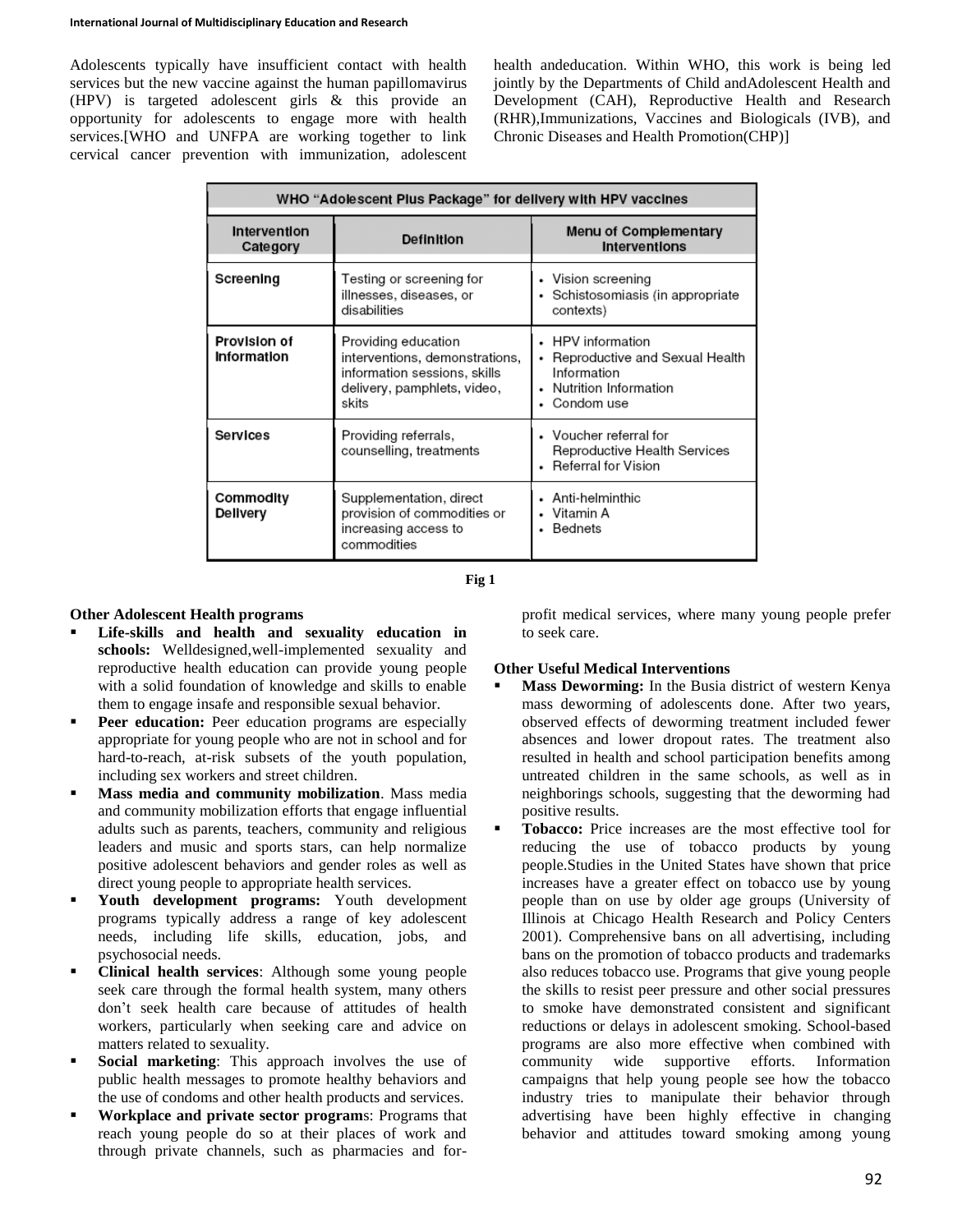Adolescents typically have insufficient contact with health services but the new vaccine against the human papillomavirus (HPV) is targeted adolescent girls & this provide an opportunity for adolescents to engage more with health services.[WHO and UNFPA are working together to link cervical cancer prevention with immunization, adolescent health andeducation. Within WHO, this work is being led jointly by the Departments of Child andAdolescent Health and Development (CAH), Reproductive Health and Research (RHR),Immunizations, Vaccines and Biologicals (IVB), and Chronic Diseases and Health Promotion(CHP)]

| WHO "Adolescent Plus Package" for delivery with HPV vaccines | | |
|---|---|---|
| **Intervention Category** | **Definition** | **Menu of Complementary Interventions** |
| Screening | Testing or screening for illnesses, diseases, or disabilities | • Vision screening<br>• Schistosomiasis (in appropriate contexts) |
| Provision of Information | Providing education interventions, demonstrations, information sessions, skills delivery, pamphlets, video, skits | • HPV information<br>• Reproductive and Sexual Health Information<br>• Nutrition Information<br>• Condom use |
| Services | Providing referrals, counselling, treatments | • Voucher referral for Reproductive Health Services<br>• Referral for Vision |
| Commodity Delivery | Supplementation, direct provision of commodities or increasing access to commodities | • Anti-helminthic<br>• Vitamin A<br>• Bednets |

**Fig 1**

**Other Adolescent Health programs**

- **Life-skills and health and sexuality education in schools:** Welldesigned,well-implemented sexuality and reproductive health education can provide young people with a solid foundation of knowledge and skills to enable them to engage insafe and responsible sexual behavior.
- **Peer education:** Peer education programs are especially appropriate for young people who are not in school and for hard-to-reach, at-risk subsets of the youth population, including sex workers and street children.
- **Mass media and community mobilization**. Mass media and community mobilization efforts that engage influential adults such as parents, teachers, community and religious leaders and music and sports stars, can help normalize positive adolescent behaviors and gender roles as well as direct young people to appropriate health services.
- **Youth development programs:** Youth development programs typically address a range of key adolescent needs, including life skills, education, jobs, and psychosocial needs.
- **Clinical health services**: Although some young people seek care through the formal health system, many others don't seek health care because of attitudes of health workers, particularly when seeking care and advice on matters related to sexuality.
- **Social marketing**: This approach involves the use of public health messages to promote healthy behaviors and the use of condoms and other health products and services.
- **Workplace and private sector program**s: Programs that reach young people do so at their places of work and through private channels, such as pharmacies and for-profit medical services, where many young people prefer to seek care.

**Other Useful Medical Interventions**

- **Mass Deworming:** In the Busia district of western Kenya mass deworming of adolescents done. After two years, observed effects of deworming treatment included fewer absences and lower dropout rates. The treatment also resulted in health and school participation benefits among untreated children in the same schools, as well as in neighborings schools, suggesting that the deworming had positive results.
- **Tobacco:** Price increases are the most effective tool for reducing the use of tobacco products by young people.Studies in the United States have shown that price increases have a greater effect on tobacco use by young people than on use by older age groups (University of Illinois at Chicago Health Research and Policy Centers 2001). Comprehensive bans on all advertising, including bans on the promotion of tobacco products and trademarks also reduces tobacco use. Programs that give young people the skills to resist peer pressure and other social pressures to smoke have demonstrated consistent and significant reductions or delays in adolescent smoking. School-based programs are also more effective when combined with community wide supportive efforts. Information campaigns that help young people see how the tobacco industry tries to manipulate their behavior through advertising have been highly effective in changing behavior and attitudes toward smoking among young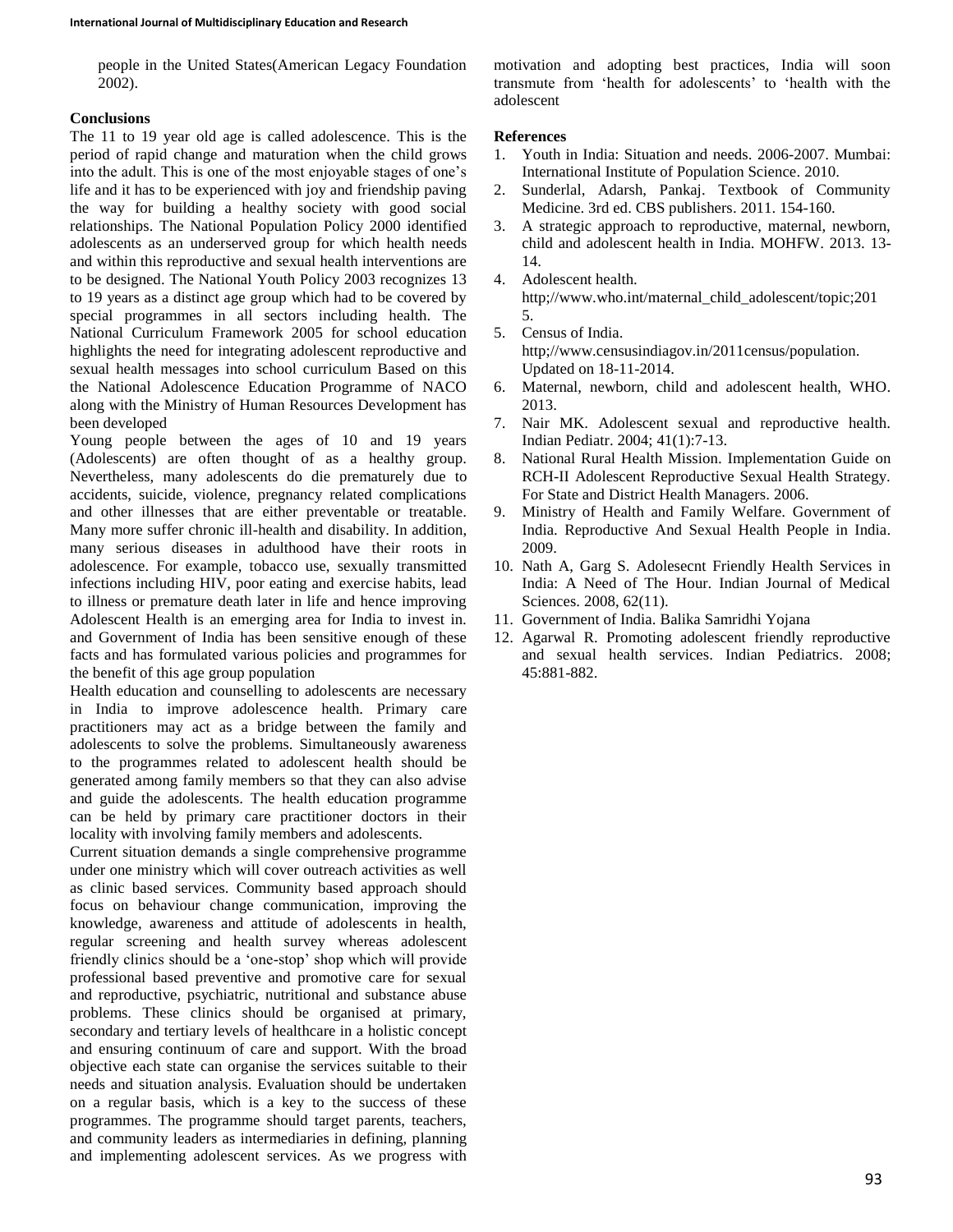people in the United States(American Legacy Foundation 2002).

**Conclusions**

The 11 to 19 year old age is called adolescence. This is the period of rapid change and maturation when the child grows into the adult. This is one of the most enjoyable stages of one's life and it has to be experienced with joy and friendship paving the way for building a healthy society with good social relationships. The National Population Policy 2000 identified adolescents as an underserved group for which health needs and within this reproductive and sexual health interventions are to be designed. The National Youth Policy 2003 recognizes 13 to 19 years as a distinct age group which had to be covered by special programmes in all sectors including health. The National Curriculum Framework 2005 for school education highlights the need for integrating adolescent reproductive and sexual health messages into school curriculum Based on this the National Adolescence Education Programme of NACO along with the Ministry of Human Resources Development has been developed

Young people between the ages of 10 and 19 years (Adolescents) are often thought of as a healthy group. Nevertheless, many adolescents do die prematurely due to accidents, suicide, violence, pregnancy related complications and other illnesses that are either preventable or treatable. Many more suffer chronic ill-health and disability. In addition, many serious diseases in adulthood have their roots in adolescence. For example, tobacco use, sexually transmitted infections including HIV, poor eating and exercise habits, lead to illness or premature death later in life and hence improving Adolescent Health is an emerging area for India to invest in. and Government of India has been sensitive enough of these facts and has formulated various policies and programmes for the benefit of this age group population

Health education and counselling to adolescents are necessary in India to improve adolescence health. Primary care practitioners may act as a bridge between the family and adolescents to solve the problems. Simultaneously awareness to the programmes related to adolescent health should be generated among family members so that they can also advise and guide the adolescents. The health education programme can be held by primary care practitioner doctors in their locality with involving family members and adolescents.

Current situation demands a single comprehensive programme under one ministry which will cover outreach activities as well as clinic based services. Community based approach should focus on behaviour change communication, improving the knowledge, awareness and attitude of adolescents in health, regular screening and health survey whereas adolescent friendly clinics should be a 'one-stop' shop which will provide professional based preventive and promotive care for sexual and reproductive, psychiatric, nutritional and substance abuse problems. These clinics should be organised at primary, secondary and tertiary levels of healthcare in a holistic concept and ensuring continuum of care and support. With the broad objective each state can organise the services suitable to their needs and situation analysis. Evaluation should be undertaken on a regular basis, which is a key to the success of these programmes. The programme should target parents, teachers, and community leaders as intermediaries in defining, planning and implementing adolescent services. As we progress with motivation and adopting best practices, India will soon transmute from 'health for adolescents' to 'health with the adolescent

**References**

1. Youth in India: Situation and needs. 2006-2007. Mumbai: International Institute of Population Science. 2010.
2. Sunderlal, Adarsh, Pankaj. Textbook of Community Medicine. 3rd ed. CBS publishers. 2011. 154-160.
3. A strategic approach to reproductive, maternal, newborn, child and adolescent health in India. MOHFW. 2013. 13-14.
4. Adolescent health. http;//www.who.int/maternal_child_adolescent/topic;2015.
5. Census of India. http;//www.censusindiagov.in/2011census/population. Updated on 18-11-2014.
6. Maternal, newborn, child and adolescent health, WHO. 2013.
7. Nair MK. Adolescent sexual and reproductive health. Indian Pediatr. 2004; 41(1):7-13.
8. National Rural Health Mission. Implementation Guide on RCH-II Adolescent Reproductive Sexual Health Strategy. For State and District Health Managers. 2006.
9. Ministry of Health and Family Welfare. Government of India. Reproductive And Sexual Health People in India. 2009.
10. Nath A, Garg S. Adolesecnt Friendly Health Services in India: A Need of The Hour. Indian Journal of Medical Sciences. 2008, 62(11).
11. Government of India. Balika Samridhi Yojana
12. Agarwal R. Promoting adolescent friendly reproductive and sexual health services. Indian Pediatrics. 2008; 45:881-882.